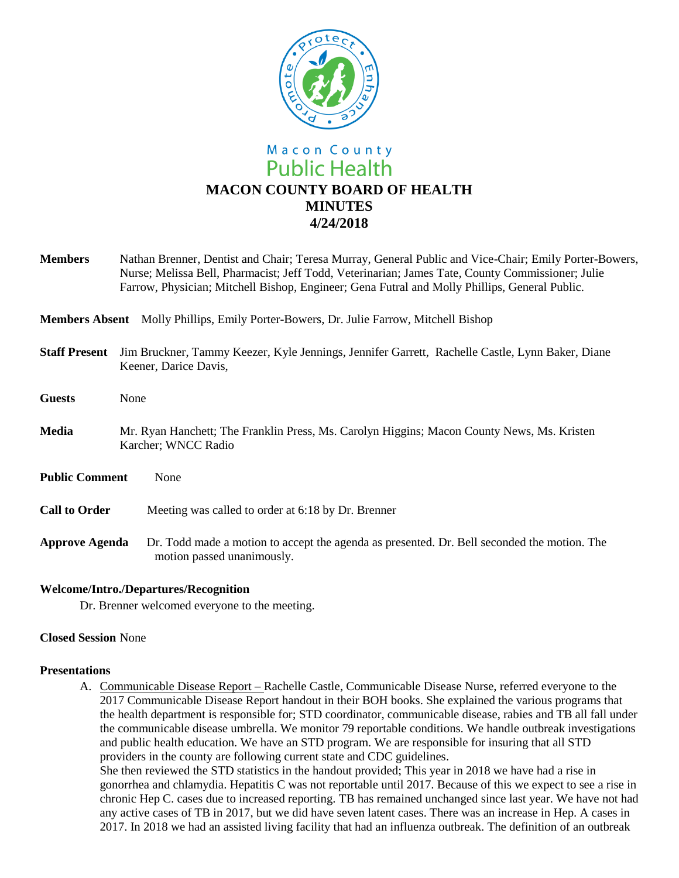Macon County
Public Health

# MACON COUNTY BOARD OF HEALTH
# MINUTES
# 4/24/2018

**Members** Nathan Brenner, Dentist and Chair; Teresa Murray, General Public and Vice-Chair; Emily Porter-Bowers, Nurse; Melissa Bell, Pharmacist; Jeff Todd, Veterinarian; James Tate, County Commissioner; Julie Farrow, Physician; Mitchell Bishop, Engineer; Gena Futral and Molly Phillips, General Public.

**Members Absent** Molly Phillips, Emily Porter-Bowers, Dr. Julie Farrow, Mitchell Bishop

**Staff Present** Jim Bruckner, Tammy Keezer, Kyle Jennings, Jennifer Garrett, Rachelle Castle, Lynn Baker, Diane Keener, Darice Davis,

**Guests** None

**Media** Mr. Ryan Hanchett; The Franklin Press, Ms. Carolyn Higgins; Macon County News, Ms. Kristen Karcher; WNCC Radio

**Public Comment** None

**Call to Order** Meeting was called to order at 6:18 by Dr. Brenner

**Approve Agenda** Dr. Todd made a motion to accept the agenda as presented. Dr. Bell seconded the motion. The motion passed unanimously.

**Welcome/Intro./Departures/Recognition**

Dr. Brenner welcomed everyone to the meeting.

**Closed Session** None

**Presentations**

A. Communicable Disease Report – Rachelle Castle, Communicable Disease Nurse, referred everyone to the 2017 Communicable Disease Report handout in their BOH books. She explained the various programs that the health department is responsible for; STD coordinator, communicable disease, rabies and TB all fall under the communicable disease umbrella. We monitor 79 reportable conditions. We handle outbreak investigations and public health education. We have an STD program. We are responsible for insuring that all STD providers in the county are following current state and CDC guidelines.
She then reviewed the STD statistics in the handout provided; This year in 2018 we have had a rise in gonorrhea and chlamydia. Hepatitis C was not reportable until 2017. Because of this we expect to see a rise in chronic Hep C. cases due to increased reporting. TB has remained unchanged since last year. We have not had any active cases of TB in 2017, but we did have seven latent cases. There was an increase in Hep. A cases in 2017. In 2018 we had an assisted living facility that had an influenza outbreak. The definition of an outbreak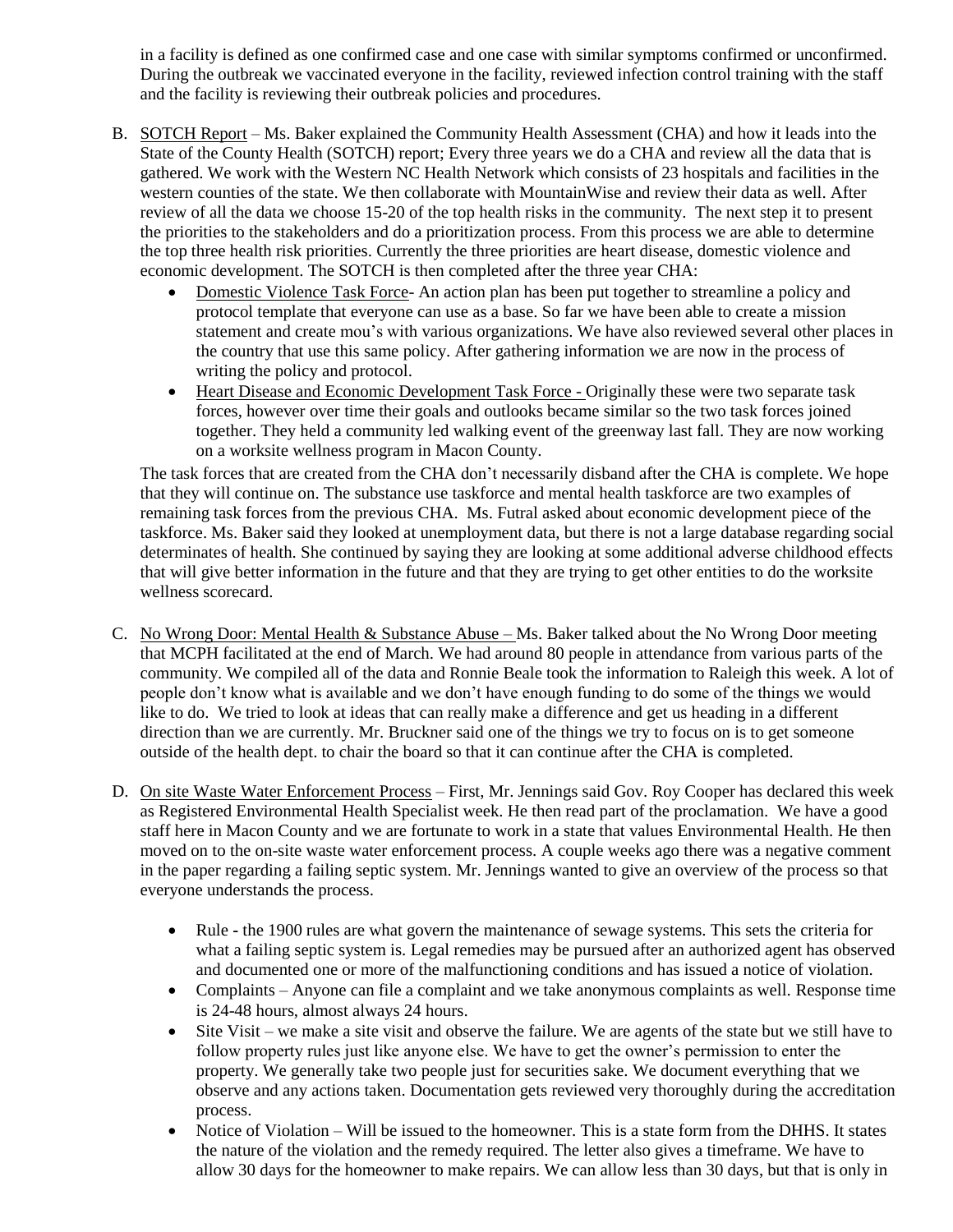in a facility is defined as one confirmed case and one case with similar symptoms confirmed or unconfirmed. During the outbreak we vaccinated everyone in the facility, reviewed infection control training with the staff and the facility is reviewing their outbreak policies and procedures.

B. SOTCH Report – Ms. Baker explained the Community Health Assessment (CHA) and how it leads into the State of the County Health (SOTCH) report; Every three years we do a CHA and review all the data that is gathered. We work with the Western NC Health Network which consists of 23 hospitals and facilities in the western counties of the state. We then collaborate with MountainWise and review their data as well. After review of all the data we choose 15-20 of the top health risks in the community. The next step it to present the priorities to the stakeholders and do a prioritization process. From this process we are able to determine the top three health risk priorities. Currently the three priorities are heart disease, domestic violence and economic development. The SOTCH is then completed after the three year CHA:
   - Domestic Violence Task Force- An action plan has been put together to streamline a policy and protocol template that everyone can use as a base. So far we have been able to create a mission statement and create mou's with various organizations. We have also reviewed several other places in the country that use this same policy. After gathering information we are now in the process of writing the policy and protocol.
   - Heart Disease and Economic Development Task Force - Originally these were two separate task forces, however over time their goals and outlooks became similar so the two task forces joined together. They held a community led walking event of the greenway last fall. They are now working on a worksite wellness program in Macon County.

   The task forces that are created from the CHA don't necessarily disband after the CHA is complete. We hope that they will continue on. The substance use taskforce and mental health taskforce are two examples of remaining task forces from the previous CHA. Ms. Futral asked about economic development piece of the taskforce. Ms. Baker said they looked at unemployment data, but there is not a large database regarding social determinates of health. She continued by saying they are looking at some additional adverse childhood effects that will give better information in the future and that they are trying to get other entities to do the worksite wellness scorecard.

C. No Wrong Door: Mental Health & Substance Abuse – Ms. Baker talked about the No Wrong Door meeting that MCPH facilitated at the end of March. We had around 80 people in attendance from various parts of the community. We compiled all of the data and Ronnie Beale took the information to Raleigh this week. A lot of people don't know what is available and we don't have enough funding to do some of the things we would like to do. We tried to look at ideas that can really make a difference and get us heading in a different direction than we are currently. Mr. Bruckner said one of the things we try to focus on is to get someone outside of the health dept. to chair the board so that it can continue after the CHA is completed.

D. On site Waste Water Enforcement Process – First, Mr. Jennings said Gov. Roy Cooper has declared this week as Registered Environmental Health Specialist week. He then read part of the proclamation. We have a good staff here in Macon County and we are fortunate to work in a state that values Environmental Health. He then moved on to the on-site waste water enforcement process. A couple weeks ago there was a negative comment in the paper regarding a failing septic system. Mr. Jennings wanted to give an overview of the process so that everyone understands the process.

   - Rule - the 1900 rules are what govern the maintenance of sewage systems. This sets the criteria for what a failing septic system is. Legal remedies may be pursued after an authorized agent has observed and documented one or more of the malfunctioning conditions and has issued a notice of violation.
   - Complaints – Anyone can file a complaint and we take anonymous complaints as well. Response time is 24-48 hours, almost always 24 hours.
   - Site Visit – we make a site visit and observe the failure. We are agents of the state but we still have to follow property rules just like anyone else. We have to get the owner's permission to enter the property. We generally take two people just for securities sake. We document everything that we observe and any actions taken. Documentation gets reviewed very thoroughly during the accreditation process.
   - Notice of Violation – Will be issued to the homeowner. This is a state form from the DHHS. It states the nature of the violation and the remedy required. The letter also gives a timeframe. We have to allow 30 days for the homeowner to make repairs. We can allow less than 30 days, but that is only in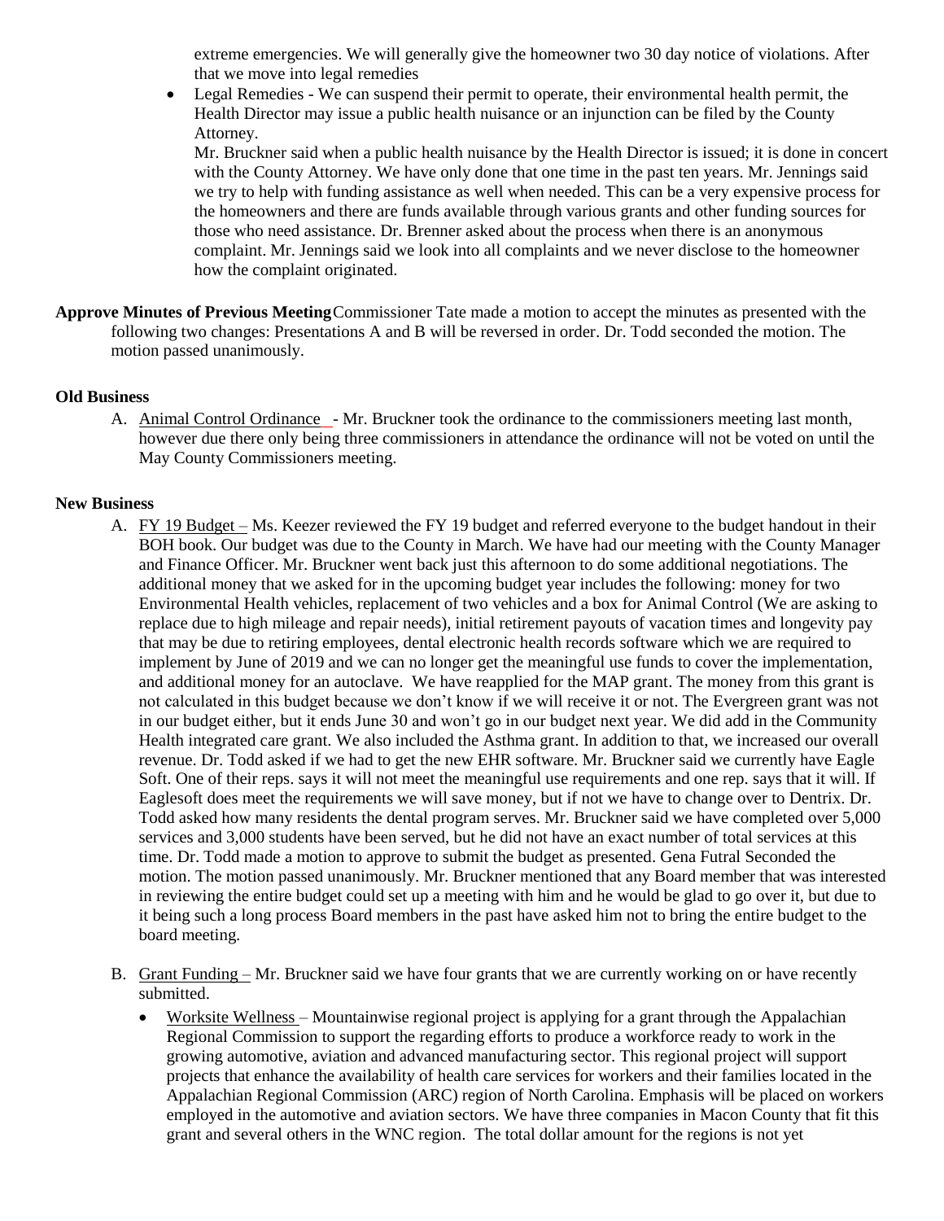extreme emergencies. We will generally give the homeowner two 30 day notice of violations. After that we move into legal remedies

- Legal Remedies - We can suspend their permit to operate, their environmental health permit, the Health Director may issue a public health nuisance or an injunction can be filed by the County Attorney.
  Mr. Bruckner said when a public health nuisance by the Health Director is issued; it is done in concert with the County Attorney. We have only done that one time in the past ten years. Mr. Jennings said we try to help with funding assistance as well when needed. This can be a very expensive process for the homeowners and there are funds available through various grants and other funding sources for those who need assistance. Dr. Brenner asked about the process when there is an anonymous complaint. Mr. Jennings said we look into all complaints and we never disclose to the homeowner how the complaint originated.

**Approve Minutes of Previous Meeting** Commissioner Tate made a motion to accept the minutes as presented with the following two changes: Presentations A and B will be reversed in order. Dr. Todd seconded the motion. The motion passed unanimously.

**Old Business**

A. Animal Control Ordinance - Mr. Bruckner took the ordinance to the commissioners meeting last month, however due there only being three commissioners in attendance the ordinance will not be voted on until the May County Commissioners meeting.

**New Business**

A. FY 19 Budget – Ms. Keezer reviewed the FY 19 budget and referred everyone to the budget handout in their BOH book. Our budget was due to the County in March. We have had our meeting with the County Manager and Finance Officer. Mr. Bruckner went back just this afternoon to do some additional negotiations. The additional money that we asked for in the upcoming budget year includes the following: money for two Environmental Health vehicles, replacement of two vehicles and a box for Animal Control (We are asking to replace due to high mileage and repair needs), initial retirement payouts of vacation times and longevity pay that may be due to retiring employees, dental electronic health records software which we are required to implement by June of 2019 and we can no longer get the meaningful use funds to cover the implementation, and additional money for an autoclave. We have reapplied for the MAP grant. The money from this grant is not calculated in this budget because we don't know if we will receive it or not. The Evergreen grant was not in our budget either, but it ends June 30 and won't go in our budget next year. We did add in the Community Health integrated care grant. We also included the Asthma grant. In addition to that, we increased our overall revenue. Dr. Todd asked if we had to get the new EHR software. Mr. Bruckner said we currently have Eagle Soft. One of their reps. says it will not meet the meaningful use requirements and one rep. says that it will. If Eaglesoft does meet the requirements we will save money, but if not we have to change over to Dentrix. Dr. Todd asked how many residents the dental program serves. Mr. Bruckner said we have completed over 5,000 services and 3,000 students have been served, but he did not have an exact number of total services at this time. Dr. Todd made a motion to approve to submit the budget as presented. Gena Futral Seconded the motion. The motion passed unanimously. Mr. Bruckner mentioned that any Board member that was interested in reviewing the entire budget could set up a meeting with him and he would be glad to go over it, but due to it being such a long process Board members in the past have asked him not to bring the entire budget to the board meeting.

B. Grant Funding – Mr. Bruckner said we have four grants that we are currently working on or have recently submitted.
   - Worksite Wellness – Mountainwise regional project is applying for a grant through the Appalachian Regional Commission to support the regarding efforts to produce a workforce ready to work in the growing automotive, aviation and advanced manufacturing sector. This regional project will support projects that enhance the availability of health care services for workers and their families located in the Appalachian Regional Commission (ARC) region of North Carolina. Emphasis will be placed on workers employed in the automotive and aviation sectors. We have three companies in Macon County that fit this grant and several others in the WNC region. The total dollar amount for the regions is not yet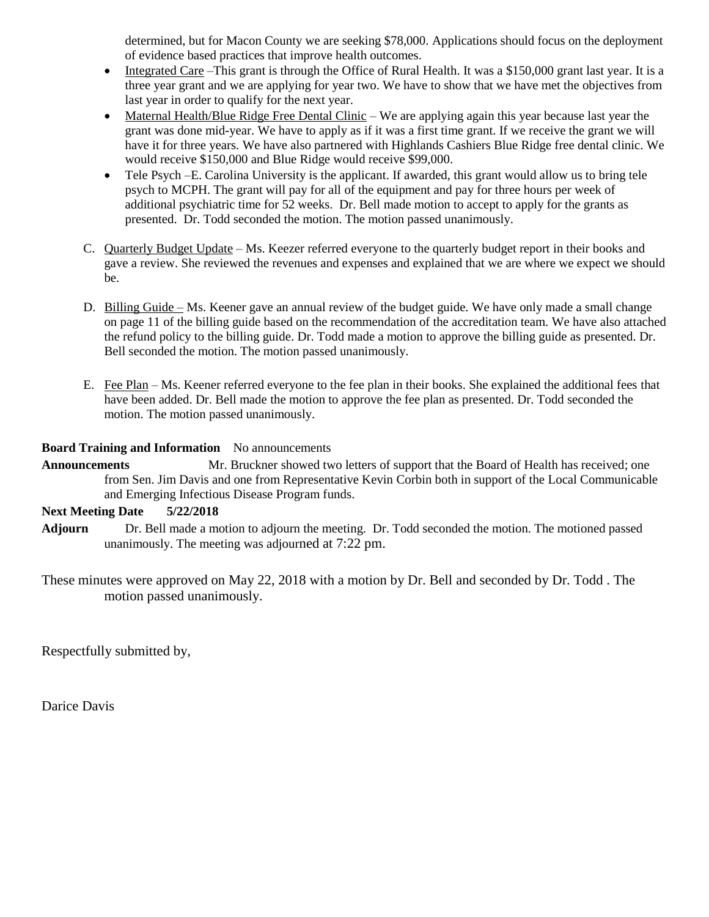determined, but for Macon County we are seeking $78,000. Applications should focus on the deployment of evidence based practices that improve health outcomes.

- Integrated Care –This grant is through the Office of Rural Health. It was a $150,000 grant last year. It is a three year grant and we are applying for year two. We have to show that we have met the objectives from last year in order to qualify for the next year.
- Maternal Health/Blue Ridge Free Dental Clinic – We are applying again this year because last year the grant was done mid-year. We have to apply as if it was a first time grant. If we receive the grant we will have it for three years. We have also partnered with Highlands Cashiers Blue Ridge free dental clinic. We would receive $150,000 and Blue Ridge would receive $99,000.
- Tele Psych –E. Carolina University is the applicant. If awarded, this grant would allow us to bring tele psych to MCPH. The grant will pay for all of the equipment and pay for three hours per week of additional psychiatric time for 52 weeks. Dr. Bell made motion to accept to apply for the grants as presented. Dr. Todd seconded the motion. The motion passed unanimously.

C. Quarterly Budget Update – Ms. Keezer referred everyone to the quarterly budget report in their books and gave a review. She reviewed the revenues and expenses and explained that we are where we expect we should be.

D. Billing Guide – Ms. Keener gave an annual review of the budget guide. We have only made a small change on page 11 of the billing guide based on the recommendation of the accreditation team. We have also attached the refund policy to the billing guide. Dr. Todd made a motion to approve the billing guide as presented. Dr. Bell seconded the motion. The motion passed unanimously.

E. Fee Plan – Ms. Keener referred everyone to the fee plan in their books. She explained the additional fees that have been added. Dr. Bell made the motion to approve the fee plan as presented. Dr. Todd seconded the motion. The motion passed unanimously.

**Board Training and Information** No announcements

**Announcements** Mr. Bruckner showed two letters of support that the Board of Health has received; one from Sen. Jim Davis and one from Representative Kevin Corbin both in support of the Local Communicable and Emerging Infectious Disease Program funds.

**Next Meeting Date 5/22/2018**

**Adjourn** Dr. Bell made a motion to adjourn the meeting. Dr. Todd seconded the motion. The motioned passed unanimously. The meeting was adjourned at 7:22 pm.

These minutes were approved on May 22, 2018 with a motion by Dr. Bell and seconded by Dr. Todd . The motion passed unanimously.

Respectfully submitted by,

Darice Davis